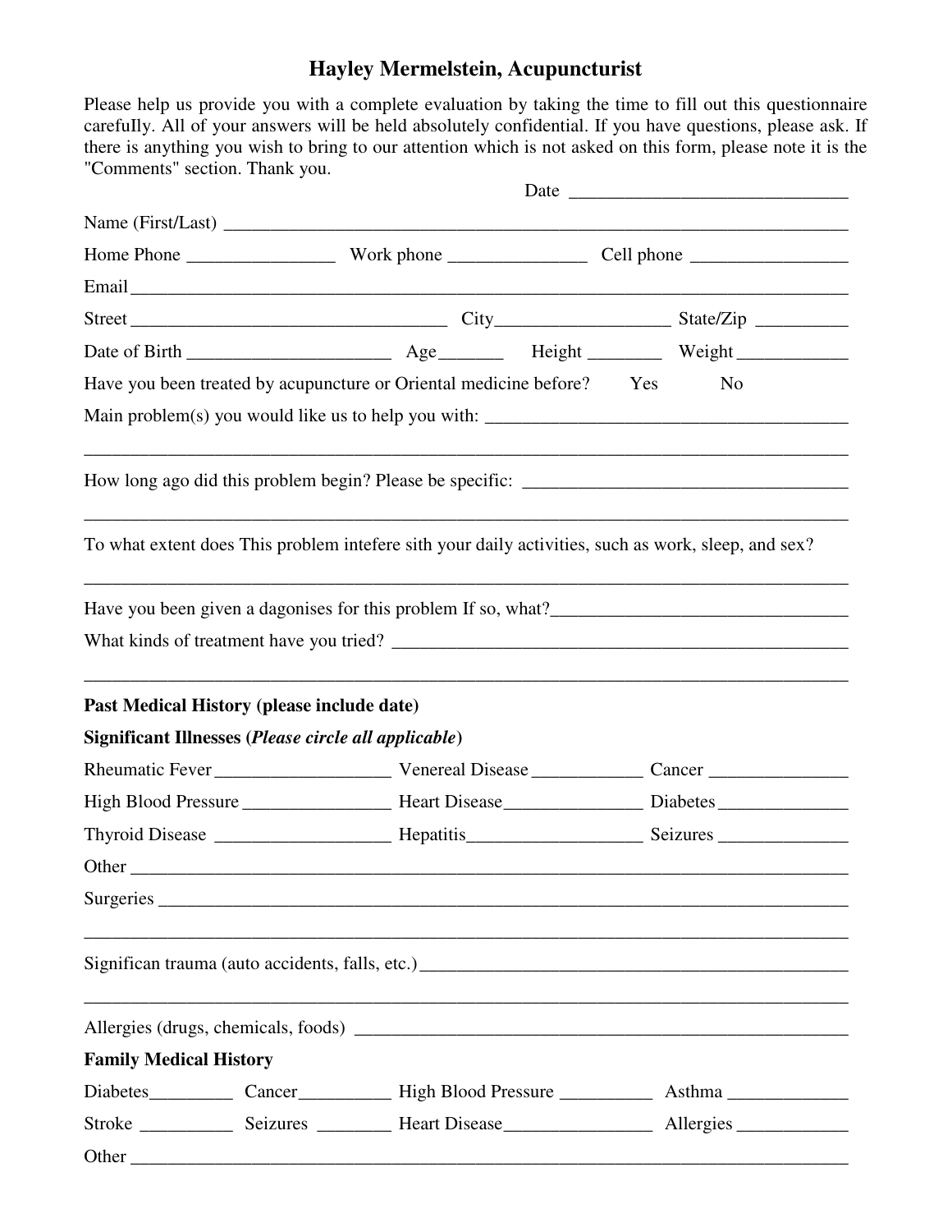# Hayley Mermelstein, Acupuncturist

Please help us provide you with a complete evaluation by taking the time to fill out this questionnaire carefuIly. All of your answers will be held absolutely confidential. If you have questions, please ask. If there is anything you wish to bring to our attention which is not asked on this form, please note it is the "Comments" section. Thank you.

Date ______________________________

Name (First/Last) ______________________________________________________________________

Home Phone ________________ Work phone _______________ Cell phone _________________

Email ___________________________________________________________________________

Street __________________________________ City___________________ State/Zip __________

Date of Birth ______________________ Age_______ Height ________ Weight ____________

Have you been treated by acupuncture or Oriental medicine before? Yes No

Main problem(s) you would like us to help you with: _______________________________________

_________________________________________________________________________________

How long ago did this problem begin? Please be specific: ___________________________________

_________________________________________________________________________________

To what extent does This problem intefere sith your daily activities, such as work, sleep, and sex?

_________________________________________________________________________________

Have you been given a dagonises for this problem If so, what?________________________________

What kinds of treatment have you tried? __________________________________________________

_________________________________________________________________________________

**Past Medical History (please include date)**

**Significant Illnesses (*Please circle all applicable*)**

Rheumatic Fever ___________________ Venereal Disease ____________ Cancer _______________

High Blood Pressure ________________ Heart Disease_______________ Diabetes ______________

Thyroid Disease ___________________ Hepatitis___________________ Seizures ______________

Other ____________________________________________________________________________

Surgeries _________________________________________________________________________

_________________________________________________________________________________

Significan trauma (auto accidents, falls, etc.) _______________________________________________

_________________________________________________________________________________

Allergies (drugs, chemicals, foods) _______________________________________________________

**Family Medical History**

Diabetes_________ Cancer__________ High Blood Pressure __________ Asthma _____________

Stroke __________ Seizures ________ Heart Disease________________ Allergies ____________

Other ____________________________________________________________________________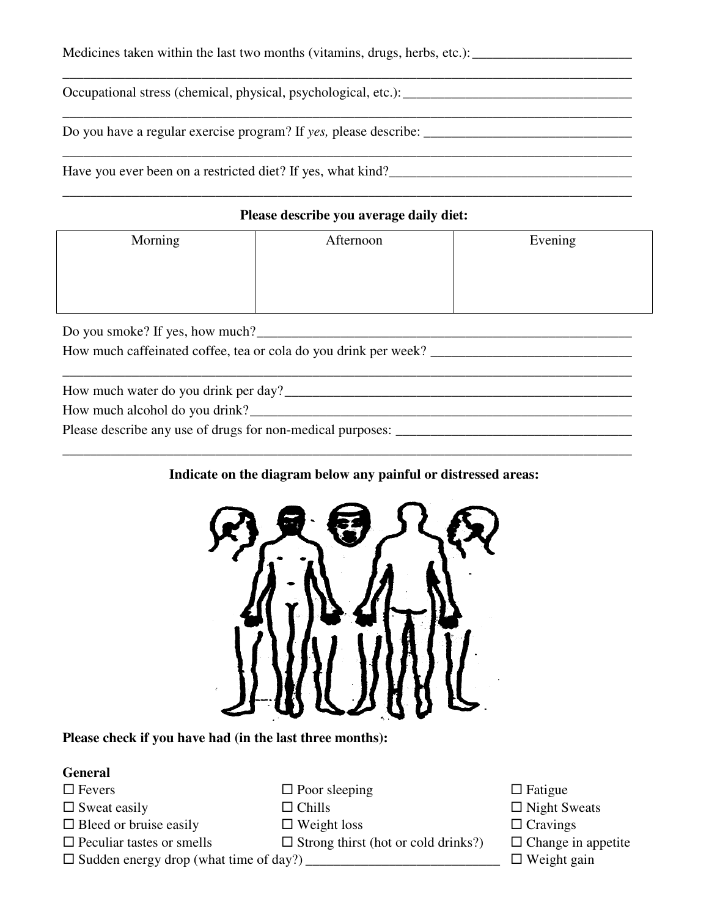Medicines taken within the last two months (vitamins, drugs, herbs, etc.): ________________________

________________________________________________________________________________

Occupational stress (chemical, physical, psychological, etc.): ________________________________

________________________________________________________________________________

Do you have a regular exercise program? If *yes,* please describe: ____________________________

________________________________________________________________________________

Have you ever been on a restricted diet? If yes, what kind? __________________________________

________________________________________________________________________________

**Please describe you average daily diet:**

| Morning | Afternoon | Evening |
|---|---|---|
| | | |

Do you smoke? If yes, how much? ________________________________________________________

How much caffeinated coffee, tea or cola do you drink per week? ____________________________

________________________________________________________________________________

How much water do you drink per day? ___________________________________________________

How much alcohol do you drink? _________________________________________________________

Please describe any use of drugs for non-medical purposes: _________________________________

________________________________________________________________________________

**Indicate on the diagram below any painful or distressed areas:**

**Please check if you have had (in the last three months):**

**General**

- ☐ Fevers
- ☐ Poor sleeping
- ☐ Fatigue
- ☐ Sweat easily
- ☐ Chills
- ☐ Night Sweats
- ☐ Bleed or bruise easily
- ☐ Weight loss
- ☐ Cravings
- ☐ Peculiar tastes or smells
- ☐ Strong thirst (hot or cold drinks?)
- ☐ Change in appetite
- ☐ Sudden energy drop (what time of day?) ____________________________
- ☐ Weight gain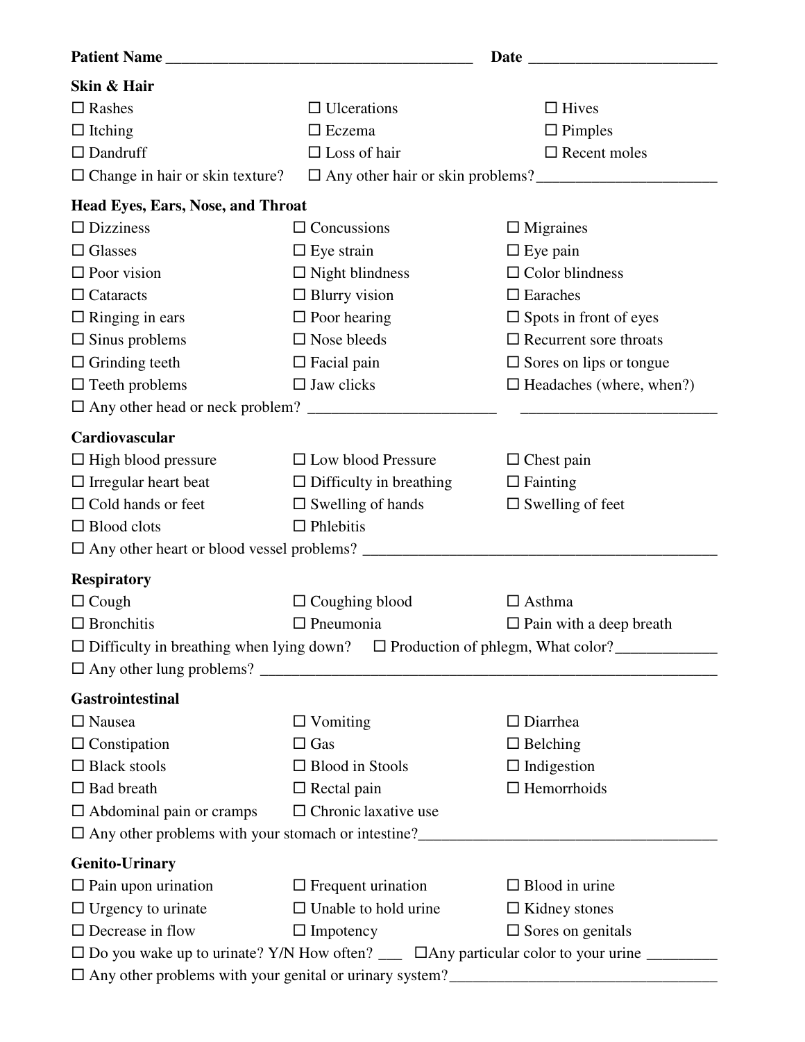**Patient Name** ________________________________________ **Date** ________________________

**Skin & Hair**

☐ Rashes ☐ Ulcerations ☐ Hives
☐ Itching ☐ Eczema ☐ Pimples
☐ Dandruff ☐ Loss of hair ☐ Recent moles
☐ Change in hair or skin texture? ☐ Any other hair or skin problems?______________________

**Head Eyes, Ears, Nose, and Throat**

☐ Dizziness ☐ Concussions ☐ Migraines
☐ Glasses ☐ Eye strain ☐ Eye pain
☐ Poor vision ☐ Night blindness ☐ Color blindness
☐ Cataracts ☐ Blurry vision ☐ Earaches
☐ Ringing in ears ☐ Poor hearing ☐ Spots in front of eyes
☐ Sinus problems ☐ Nose bleeds ☐ Recurrent sore throats
☐ Grinding teeth ☐ Facial pain ☐ Sores on lips or tongue
☐ Teeth problems ☐ Jaw clicks ☐ Headaches (where, when?)
☐ Any other head or neck problem? ________________________ ________________________

**Cardiovascular**

☐ High blood pressure ☐ Low blood Pressure ☐ Chest pain
☐ Irregular heart beat ☐ Difficulty in breathing ☐ Fainting
☐ Cold hands or feet ☐ Swelling of hands ☐ Swelling of feet
☐ Blood clots ☐ Phlebitis
☐ Any other heart or blood vessel problems? ______________________________________________

**Respiratory**

☐ Cough ☐ Coughing blood ☐ Asthma
☐ Bronchitis ☐ Pneumonia ☐ Pain with a deep breath
☐ Difficulty in breathing when lying down? ☐ Production of phlegm, What color?_____________
☐ Any other lung problems? ______________________________________________________________

**Gastrointestinal**

☐ Nausea ☐ Vomiting ☐ Diarrhea
☐ Constipation ☐ Gas ☐ Belching
☐ Black stools ☐ Blood in Stools ☐ Indigestion
☐ Bad breath ☐ Rectal pain ☐ Hemorrhoids
☐ Abdominal pain or cramps ☐ Chronic laxative use
☐ Any other problems with your stomach or intestine?______________________________________

**Genito-Urinary**

☐ Pain upon urination ☐ Frequent urination ☐ Blood in urine
☐ Urgency to urinate ☐ Unable to hold urine ☐ Kidney stones
☐ Decrease in flow ☐ Impotency ☐ Sores on genitals
☐ Do you wake up to urinate? Y/N How often? ___ ☐Any particular color to your urine _________
☐ Any other problems with your genital or urinary system?__________________________________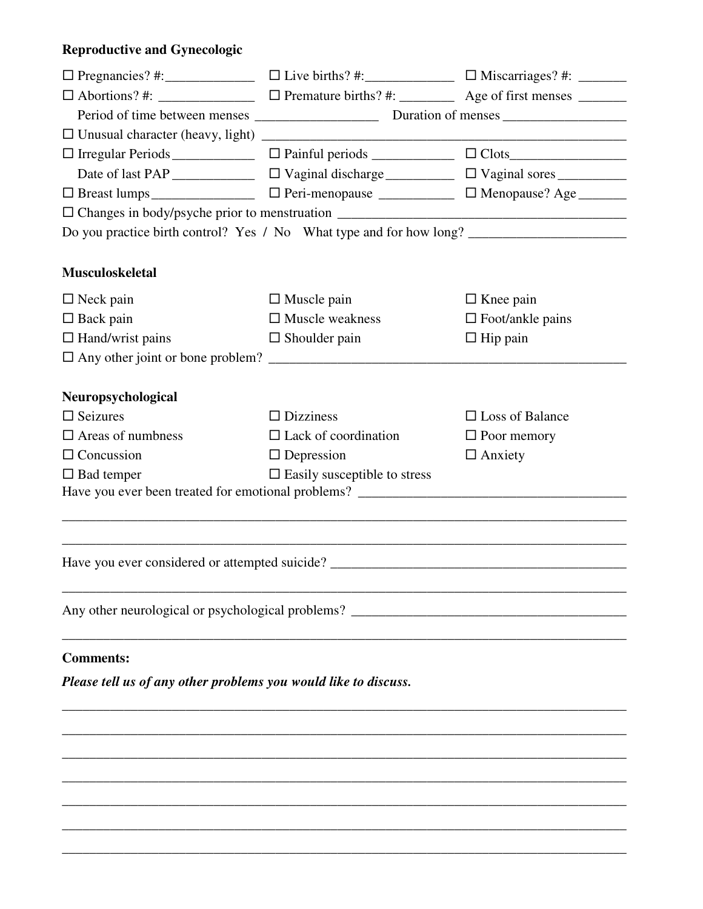**Reproductive and Gynecologic**

☐ Pregnancies? #:_____________ ☐ Live births? #:_____________ ☐ Miscarriages? #: _______

☐ Abortions? #: ______________ ☐ Premature births? #: ________ Age of first menses _______

Period of time between menses _________________ Duration of menses _________________

☐ Unusual character (heavy, light) ________________________________________________________

☐ Irregular Periods____________ ☐ Painful periods ____________ ☐ Clots________________

Date of last PAP ____________ ☐ Vaginal discharge__________ ☐ Vaginal sores __________

☐ Breast lumps_______________ ☐ Peri-menopause ___________ ☐ Menopause? Age _______

☐ Changes in body/psyche prior to menstruation ___________________________________________

Do you practice birth control? Yes / No What type and for how long? ______________________

**Musculoskeletal**

☐ Neck pain ☐ Muscle pain ☐ Knee pain

☐ Back pain ☐ Muscle weakness ☐ Foot/ankle pains

☐ Hand/wrist pains ☐ Shoulder pain ☐ Hip pain

☐ Any other joint or bone problem? _________________________________________________

**Neuropsychological**

☐ Seizures ☐ Dizziness ☐ Loss of Balance

☐ Areas of numbness ☐ Lack of coordination ☐ Poor memory

☐ Concussion ☐ Depression ☐ Anxiety

☐ Bad temper ☐ Easily susceptible to stress

Have you ever been treated for emotional problems? ______________________________________

_____________________________________________________________________________________

_____________________________________________________________________________________

Have you ever considered or attempted suicide? __________________________________________

_____________________________________________________________________________________

Any other neurological or psychological problems? _______________________________________

_____________________________________________________________________________________

**Comments:**

***Please tell us of any other problems you would like to discuss.***

_____________________________________________________________________________________

_____________________________________________________________________________________

_____________________________________________________________________________________

_____________________________________________________________________________________

_____________________________________________________________________________________

_____________________________________________________________________________________

_____________________________________________________________________________________